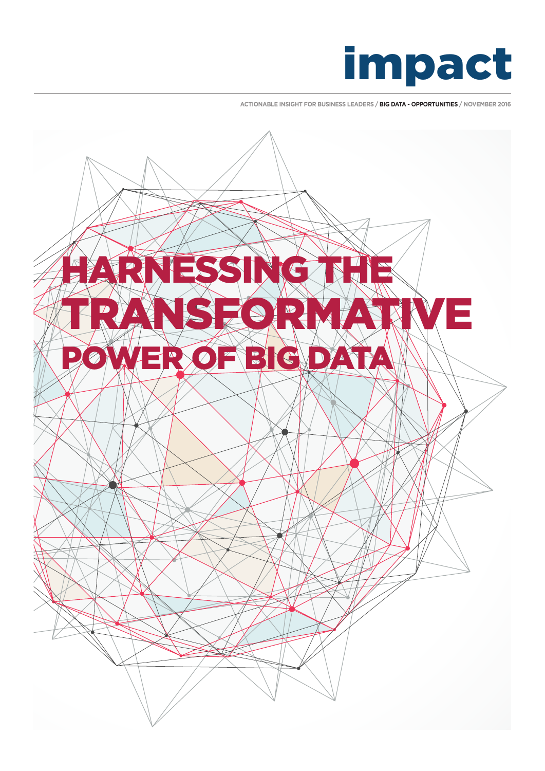# impact

ACTIONABLE INSIGHT FOR BUSINESS LEADERS / **BIG DATA - OPPORTUNITIES** / NOVEMBER 2016

# HARNESSING THE TRANSFORMATIVE POWER OF BIG DATA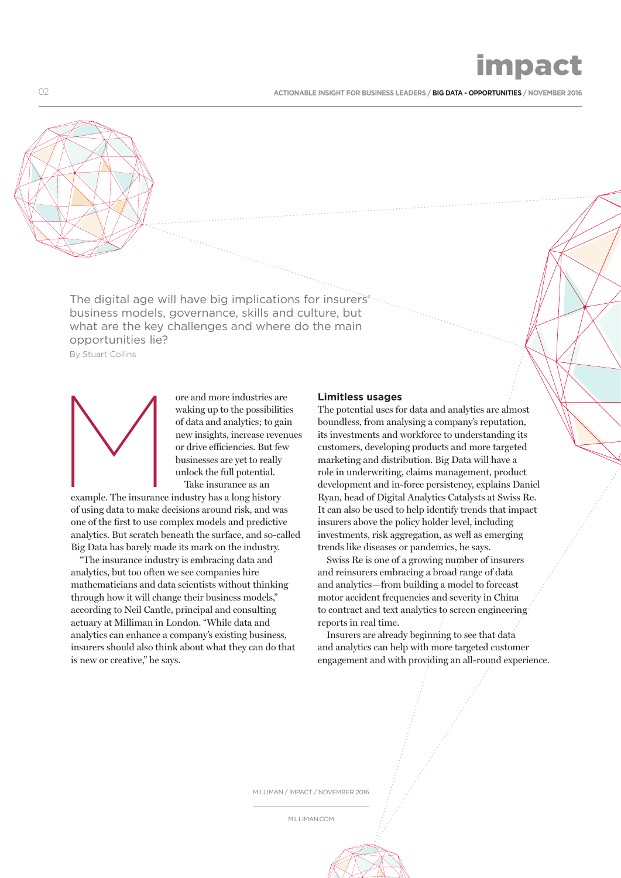The digital age will have big implications for insurers' business models, governance, skills and culture, but what are the key challenges and where do the main opportunities lie?

By Stuart Collins

More and more industries are waking up to the possibilities of data and analytics; to gain new insights, increase revenues or drive efficiencies. But few businesses are yet to really unlock the full potential.

Take insurance as an example. The insurance industry has a long history of using data to make decisions around risk, and was one of the first to use complex models and predictive analytics. But scratch beneath the surface, and so-called Big Data has barely made its mark on the industry.

"The insurance industry is embracing data and analytics, but too often we see companies hire mathematicians and data scientists without thinking through how it will change their business models," according to Neil Cantle, principal and consulting actuary at Milliman in London. "While data and analytics can enhance a company's existing business, insurers should also think about what they can do that is new or creative," he says.

### Limitless usages

The potential uses for data and analytics are almost boundless, from analysing a company's reputation, its investments and workforce to understanding its customers, developing products and more targeted marketing and distribution. Big Data will have a role in underwriting, claims management, product development and in-force persistency, explains Daniel Ryan, head of Digital Analytics Catalysts at Swiss Re. It can also be used to help identify trends that impact insurers above the policy holder level, including investments, risk aggregation, as well as emerging trends like diseases or pandemics, he says.

Swiss Re is one of a growing number of insurers and reinsurers embracing a broad range of data and analytics—from building a model to forecast motor accident frequencies and severity in China to contract and text analytics to screen engineering reports in real time.

Insurers are already beginning to see that data and analytics can help with more targeted customer engagement and with providing an all-round experience.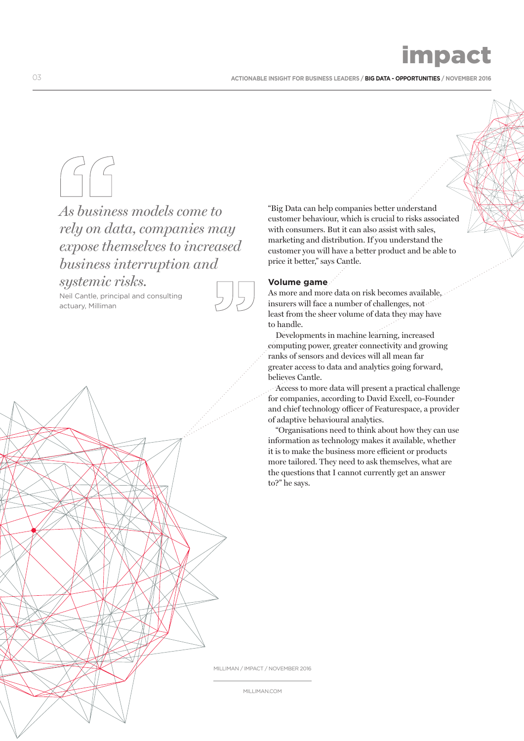> *As business models come to rely on data, companies may expose themselves to increased business interruption and systemic risks.*
>
> Neil Cantle, principal and consulting actuary, Milliman

"Big Data can help companies better understand customer behaviour, which is crucial to risks associated with consumers. But it can also assist with sales, marketing and distribution. If you understand the customer you will have a better product and be able to price it better," says Cantle.

**Volume game**

As more and more data on risk becomes available, insurers will face a number of challenges, not least from the sheer volume of data they may have to handle.

Developments in machine learning, increased computing power, greater connectivity and growing ranks of sensors and devices will all mean far greater access to data and analytics going forward, believes Cantle.

Access to more data will present a practical challenge for companies, according to David Excell, co-Founder and chief technology officer of Featurespace, a provider of adaptive behavioural analytics.

"Organisations need to think about how they can use information as technology makes it available, whether it is to make the business more efficient or products more tailored. They need to ask themselves, what are the questions that I cannot currently get an answer to?" he says.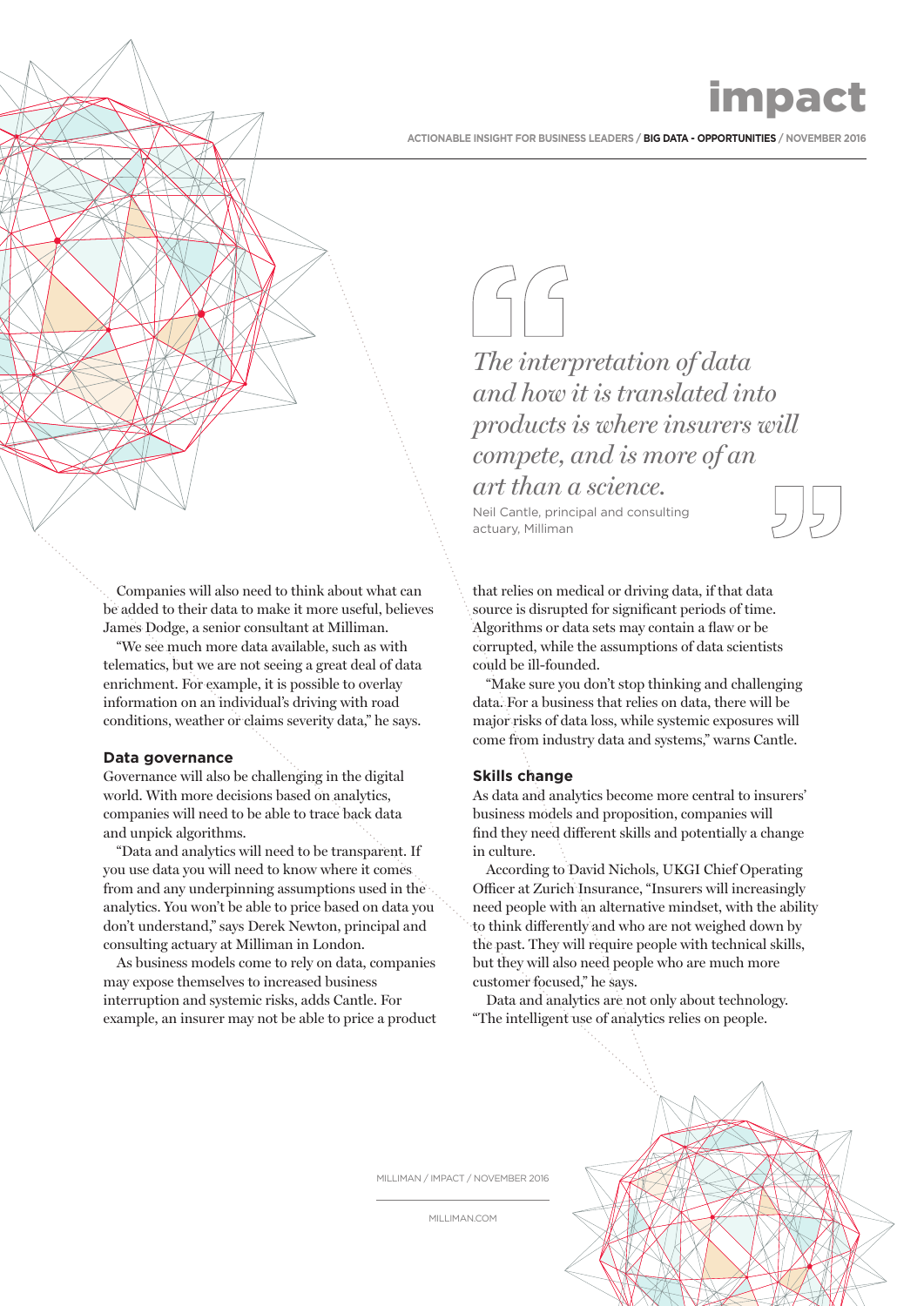> *The interpretation of data and how it is translated into products is where insurers will compete, and is more of an art than a science.*
>
> Neil Cantle, principal and consulting actuary, Milliman

Companies will also need to think about what can be added to their data to make it more useful, believes James Dodge, a senior consultant at Milliman.

"We see much more data available, such as with telematics, but we are not seeing a great deal of data enrichment. For example, it is possible to overlay information on an individual's driving with road conditions, weather or claims severity data," he says.

### Data governance

Governance will also be challenging in the digital world. With more decisions based on analytics, companies will need to be able to trace back data and unpick algorithms.

"Data and analytics will need to be transparent. If you use data you will need to know where it comes from and any underpinning assumptions used in the analytics. You won't be able to price based on data you don't understand," says Derek Newton, principal and consulting actuary at Milliman in London.

As business models come to rely on data, companies may expose themselves to increased business interruption and systemic risks, adds Cantle. For example, an insurer may not be able to price a product that relies on medical or driving data, if that data source is disrupted for significant periods of time. Algorithms or data sets may contain a flaw or be corrupted, while the assumptions of data scientists could be ill-founded.

"Make sure you don't stop thinking and challenging data. For a business that relies on data, there will be major risks of data loss, while systemic exposures will come from industry data and systems," warns Cantle.

### Skills change

As data and analytics become more central to insurers' business models and proposition, companies will find they need different skills and potentially a change in culture.

According to David Nichols, UKGI Chief Operating Officer at Zurich Insurance, "Insurers will increasingly need people with an alternative mindset, with the ability to think differently and who are not weighed down by the past. They will require people with technical skills, but they will also need people who are much more customer focused," he says.

Data and analytics are not only about technology. "The intelligent use of analytics relies on people.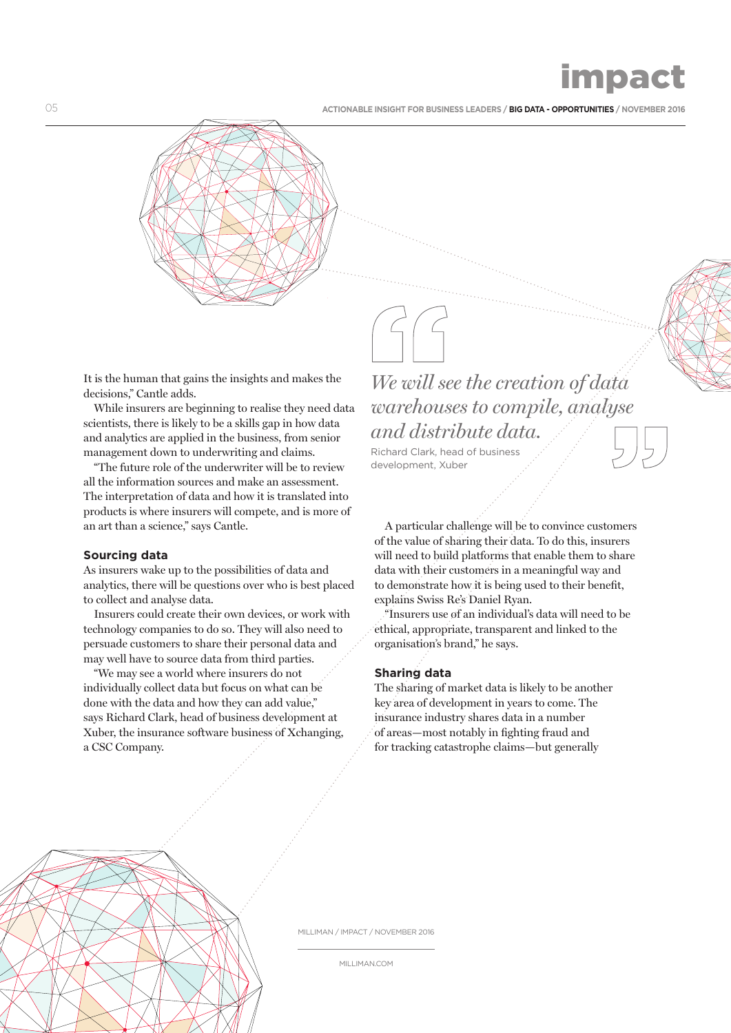It is the human that gains the insights and makes the decisions," Cantle adds.

While insurers are beginning to realise they need data scientists, there is likely to be a skills gap in how data and analytics are applied in the business, from senior management down to underwriting and claims.

"The future role of the underwriter will be to review all the information sources and make an assessment. The interpretation of data and how it is translated into products is where insurers will compete, and is more of an art than a science," says Cantle.

### Sourcing data

As insurers wake up to the possibilities of data and analytics, there will be questions over who is best placed to collect and analyse data.

Insurers could create their own devices, or work with technology companies to do so. They will also need to persuade customers to share their personal data and may well have to source data from third parties.

"We may see a world where insurers do not individually collect data but focus on what can be done with the data and how they can add value," says Richard Clark, head of business development at Xuber, the insurance software business of Xchanging, a CSC Company.

> *We will see the creation of data warehouses to compile, analyse and distribute data.*
>
> Richard Clark, head of business development, Xuber

A particular challenge will be to convince customers of the value of sharing their data. To do this, insurers will need to build platforms that enable them to share data with their customers in a meaningful way and to demonstrate how it is being used to their benefit, explains Swiss Re's Daniel Ryan.

"Insurers use of an individual's data will need to be ethical, appropriate, transparent and linked to the organisation's brand," he says.

### Sharing data

The sharing of market data is likely to be another key area of development in years to come. The insurance industry shares data in a number of areas—most notably in fighting fraud and for tracking catastrophe claims—but generally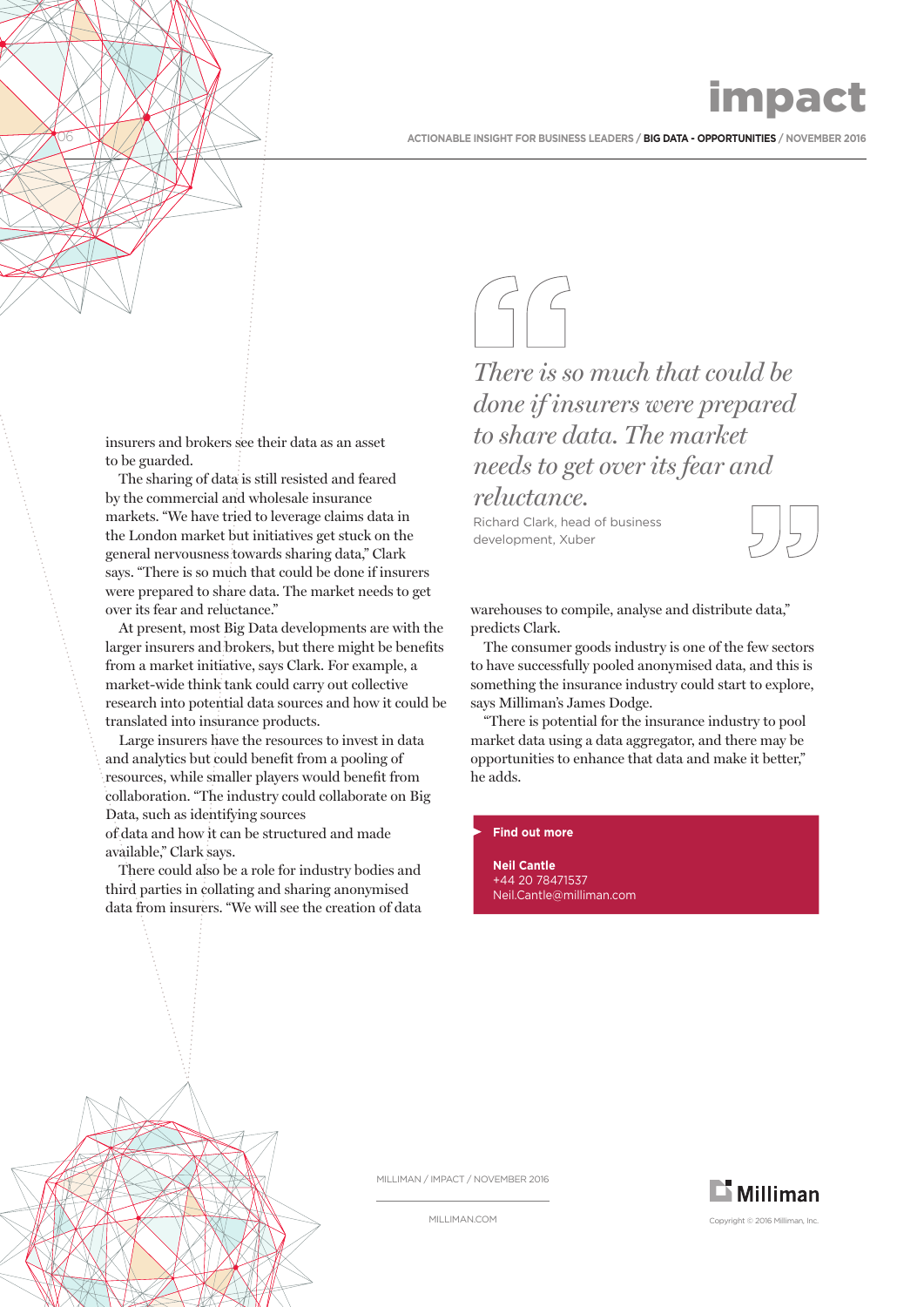insurers and brokers see their data as an asset to be guarded.

The sharing of data is still resisted and feared by the commercial and wholesale insurance markets. "We have tried to leverage claims data in the London market but initiatives get stuck on the general nervousness towards sharing data," Clark says. "There is so much that could be done if insurers were prepared to share data. The market needs to get over its fear and reluctance."

At present, most Big Data developments are with the larger insurers and brokers, but there might be benefits from a market initiative, says Clark. For example, a market-wide think tank could carry out collective research into potential data sources and how it could be translated into insurance products.

Large insurers have the resources to invest in data and analytics but could benefit from a pooling of resources, while smaller players would benefit from collaboration. "The industry could collaborate on Big Data, such as identifying sources of data and how it can be structured and made available," Clark says.

There could also be a role for industry bodies and third parties in collating and sharing anonymised data from insurers. "We will see the creation of data warehouses to compile, analyse and distribute data," predicts Clark.

> *There is so much that could be done if insurers were prepared to share data. The market needs to get over its fear and reluctance.*
>
> Richard Clark, head of business development, Xuber

The consumer goods industry is one of the few sectors to have successfully pooled anonymised data, and this is something the insurance industry could start to explore, says Milliman's James Dodge.

"There is potential for the insurance industry to pool market data using a data aggregator, and there may be opportunities to enhance that data and make it better," he adds.

**Find out more**

**Neil Cantle**
+44 20 78471537
Neil.Cantle@milliman.com

MILLIMAN.COM

Copyright © 2016 Milliman, Inc.